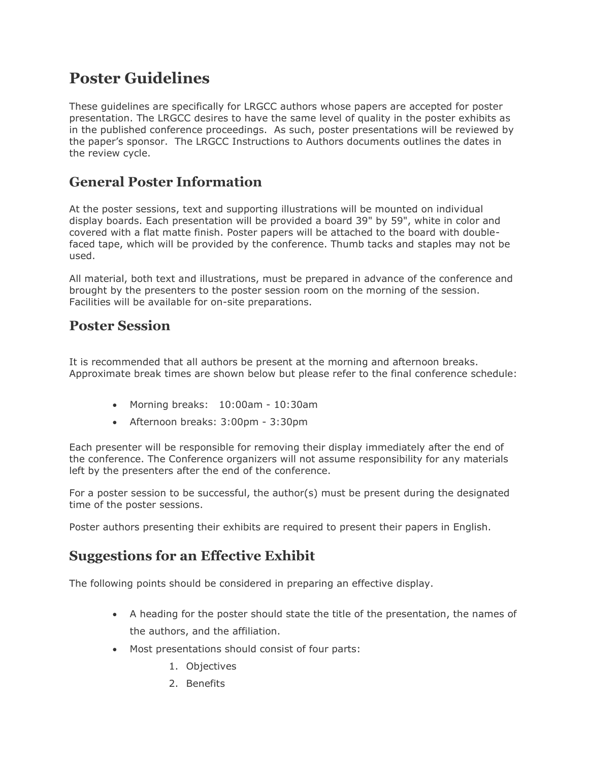# Poster Guidelines

These guidelines are specifically for LRGCC authors whose papers are accepted for poster presentation. The LRGCC desires to have the same level of quality in the poster exhibits as in the published conference proceedings. As such, poster presentations will be reviewed by the paper's sponsor. The LRGCC Instructions to Authors documents outlines the dates in the review cycle.

## General Poster Information

At the poster sessions, text and supporting illustrations will be mounted on individual display boards. Each presentation will be provided a board 39" by 59", white in color and covered with a flat matte finish. Poster papers will be attached to the board with double-faced tape, which will be provided by the conference. Thumb tacks and staples may not be used.

All material, both text and illustrations, must be prepared in advance of the conference and brought by the presenters to the poster session room on the morning of the session. Facilities will be available for on-site preparations.

## Poster Session

It is recommended that all authors be present at the morning and afternoon breaks. Approximate break times are shown below but please refer to the final conference schedule:

- Morning breaks: 10:00am - 10:30am
- Afternoon breaks: 3:00pm - 3:30pm

Each presenter will be responsible for removing their display immediately after the end of the conference. The Conference organizers will not assume responsibility for any materials left by the presenters after the end of the conference.

For a poster session to be successful, the author(s) must be present during the designated time of the poster sessions.

Poster authors presenting their exhibits are required to present their papers in English.

## Suggestions for an Effective Exhibit

The following points should be considered in preparing an effective display.

- A heading for the poster should state the title of the presentation, the names of the authors, and the affiliation.
- Most presentations should consist of four parts:
    1. Objectives
    2. Benefits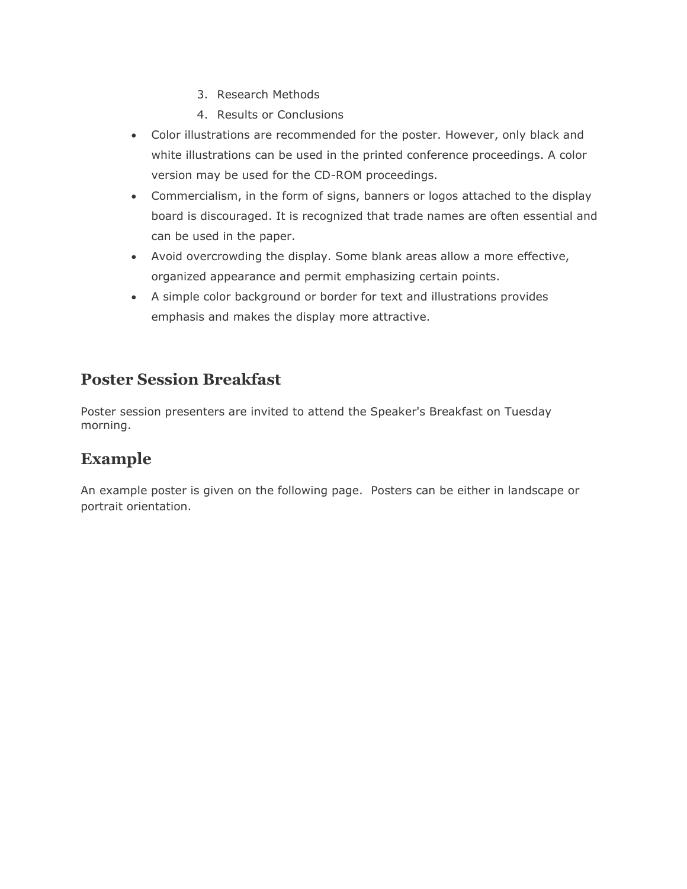3. Research Methods
4. Results or Conclusions

- Color illustrations are recommended for the poster. However, only black and white illustrations can be used in the printed conference proceedings. A color version may be used for the CD-ROM proceedings.
- Commercialism, in the form of signs, banners or logos attached to the display board is discouraged. It is recognized that trade names are often essential and can be used in the paper.
- Avoid overcrowding the display. Some blank areas allow a more effective, organized appearance and permit emphasizing certain points.
- A simple color background or border for text and illustrations provides emphasis and makes the display more attractive.

## Poster Session Breakfast

Poster session presenters are invited to attend the Speaker's Breakfast on Tuesday morning.

## Example

An example poster is given on the following page. Posters can be either in landscape or portrait orientation.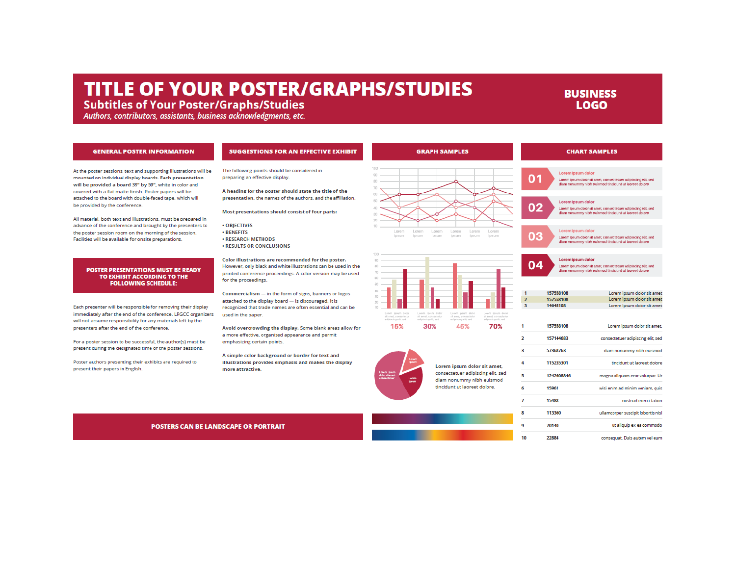# TITLE OF YOUR POSTER/GRAPHS/STUDIES

## Subtitles of Your Poster/Graphs/Studies

*Authors, contributors, assistants, business acknowledgments, etc.*

**BUSINESS LOGO**

### GENERAL POSTER INFORMATION

At the poster sessions, text and supporting illustrations will be mounted on individual display boards. **Each presentation will be provided a board 39" by 59"**, white in color and covered with a flat matte finish. Poster papers will be attached to the board with double faced tape, which will be provided by the conference.

All material, both text and illustrations, must be prepared in advance of the conference and brought by the presenters to the poster session room on the morning of the session. Facilities will be available for onsite preparations.

### POSTER PRESENTATIONS MUST BE READY TO EXHIBIT ACCORDING TO THE FOLLOWING SCHEDULE:

Each presenter will be responsible for removing their display immediately after the end of the conference. LRGCC organizers will not assume responsibility for any materials left by the presenters after the end of the conference.

For a poster session to be successful, the author(s) must be present during the designated time of the poster sessions.

Poster authors presenting their exhibits are required to present their papers in English.

### SUGGESTIONS FOR AN EFFECTIVE EXHIBIT

The following points should be considered in preparing an effective display.

**A heading for the poster should state the title of the presentation**, the names of the authors, and the affiliation.

**Most presentations should consist of four parts:**

- **OBJECTIVES**
- **BENEFITS**
- **RESEARCH METHODS**
- **RESULTS OR CONCLUSIONS**

**Color illustrations are recommended for the poster.** However, only black and white illustrations can be used in the printed conference proceedings. A color version may be used for the proceedings.

**Commercialism** — in the form of signs, banners or logos attached to the display board — is discouraged. It is recognized that trade names are often essential and can be used in the paper.

**Avoid overcrowding the display.** Some blank areas allow for a more effective, organized appearance and permit emphasizing certain points.

**A simple color background or border for text and illustrations provides emphasis and makes the display more attractive.**

### POSTERS CAN BE LANDSCAPE OR PORTRAIT

### GRAPH SAMPLES

100
90
80
70
60
50
40
30
20
10

Lorem ipsum
Lorem ipsum
Lorem ipsum
Lorem ipsum
Lorem ipsum
Lorem ipsum

Lorem ipsum dolor sit amet, consectetur adipiscing elit, sed

15%
30%
45%
70%

Lorem ipsum
Lorem ipsum dolor sit amet, consectetuer
Lorem ipsum

Lorem ipsum dolor sit amet, consectetuer adipiscing elit, sed diam nonummy nibh euismod tincidunt ut laoreet dolore.

### CHART SAMPLES

**01** Lorem ipsum dolor
Lorem ipsum dolor sit amet, consectetuer adipiscing elit, sed diam nonummy nibh euismod tincidunt ut laoreet dolore

**02** Lorem ipsum dolor
Lorem ipsum dolor sit amet, consectetuer adipiscing elit, sed diam nonummy nibh euismod tincidunt ut laoreet dolore

**03** Lorem ipsum dolor
Lorem ipsum dolor sit amet, consectetuer adipiscing elit, sed diam nonummy nibh euismod tincidunt ut laoreet dolore

**04** Lorem ipsum dolor
Lorem ipsum dolor sit amet, consectetuer adipiscing elit, sed diam nonummy nibh euismod tincidunt ut laoreet dolore

| | | |
|---|---|---|
| 1 | 157558108 | Lorem ipsum dolor sit amet |
| 2 | 157558108 | Lorem ipsum dolor sit amet |
| 3 | 14648108 | Lorem ipsum dolor sit amet |

| | | |
|---|---|---|
| 1 | 157558108 | Lorem ipsum dolor sit amet, |
| 2 | 157144683 | consectetuer adipiscing elit, sed |
| 3 | 57368763 | diam nonummy nibh euismod |
| 4 | 115235301 | tincidunt ut laoreet dolore |
| 5 | 1242608846 | magna aliquam erat volutpat. Ut |
| 6 | 15061 | wisi enim ad minim veniam, quis |
| 7 | 15488 | nostrud exerci tation |
| 8 | 113360 | ullamcorper suscipit lobortis nisl |
| 9 | 70140 | ut aliquip ex ea commodo |
| 10 | 22884 | consequat. Duis autem vel eum |